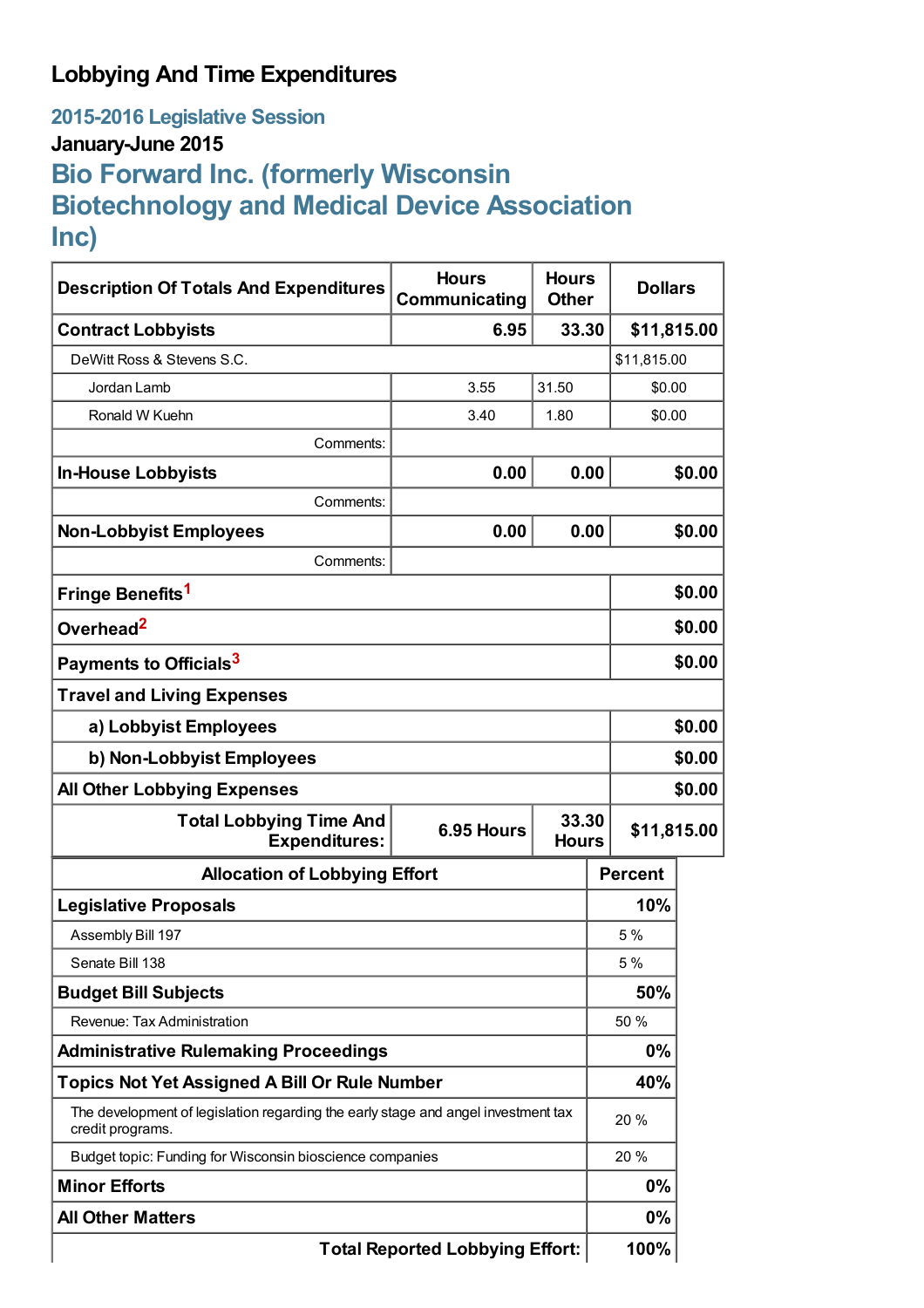# Lobbying And Time Expenditures

## 2015-2016 Legislative Session

### January-June 2015

## Bio Forward Inc. (formerly Wisconsin Biotechnology and Medical Device Association Inc)

| Description Of Totals And Expenditures | Hours Communicating | Hours Other | Dollars |
|---|---|---|---|
| **Contract Lobbyists** | **6.95** | **33.30** | **$11,815.00** |
| DeWitt Ross & Stevens S.C. | | | $11,815.00 |
| Jordan Lamb | 3.55 | 31.50 | $0.00 |
| Ronald W Kuehn | 3.40 | 1.80 | $0.00 |
| Comments: | | | |
| **In-House Lobbyists** | **0.00** | **0.00** | **$0.00** |
| Comments: | | | |
| **Non-Lobbyist Employees** | **0.00** | **0.00** | **$0.00** |
| Comments: | | | |
| **Fringe Benefits**[1] | | | **$0.00** |
| **Overhead**[2] | | | **$0.00** |
| **Payments to Officials**[3] | | | **$0.00** |
| **Travel and Living Expenses** | | | |
| **a) Lobbyist Employees** | | | **$0.00** |
| **b) Non-Lobbyist Employees** | | | **$0.00** |
| **All Other Lobbying Expenses** | | | **$0.00** |
| **Total Lobbying Time And Expenditures:** | **6.95 Hours** | **33.30 Hours** | **$11,815.00** |

| Allocation of Lobbying Effort | Percent |
|---|---|
| **Legislative Proposals** | **10%** |
| Assembly Bill 197 | 5 % |
| Senate Bill 138 | 5 % |
| **Budget Bill Subjects** | **50%** |
| Revenue: Tax Administration | 50 % |
| **Administrative Rulemaking Proceedings** | **0%** |
| **Topics Not Yet Assigned A Bill Or Rule Number** | **40%** |
| The development of legislation regarding the early stage and angel investment tax credit programs. | 20 % |
| Budget topic: Funding for Wisconsin bioscience companies | 20 % |
| **Minor Efforts** | **0%** |
| **All Other Matters** | **0%** |
| **Total Reported Lobbying Effort:** | **100%** |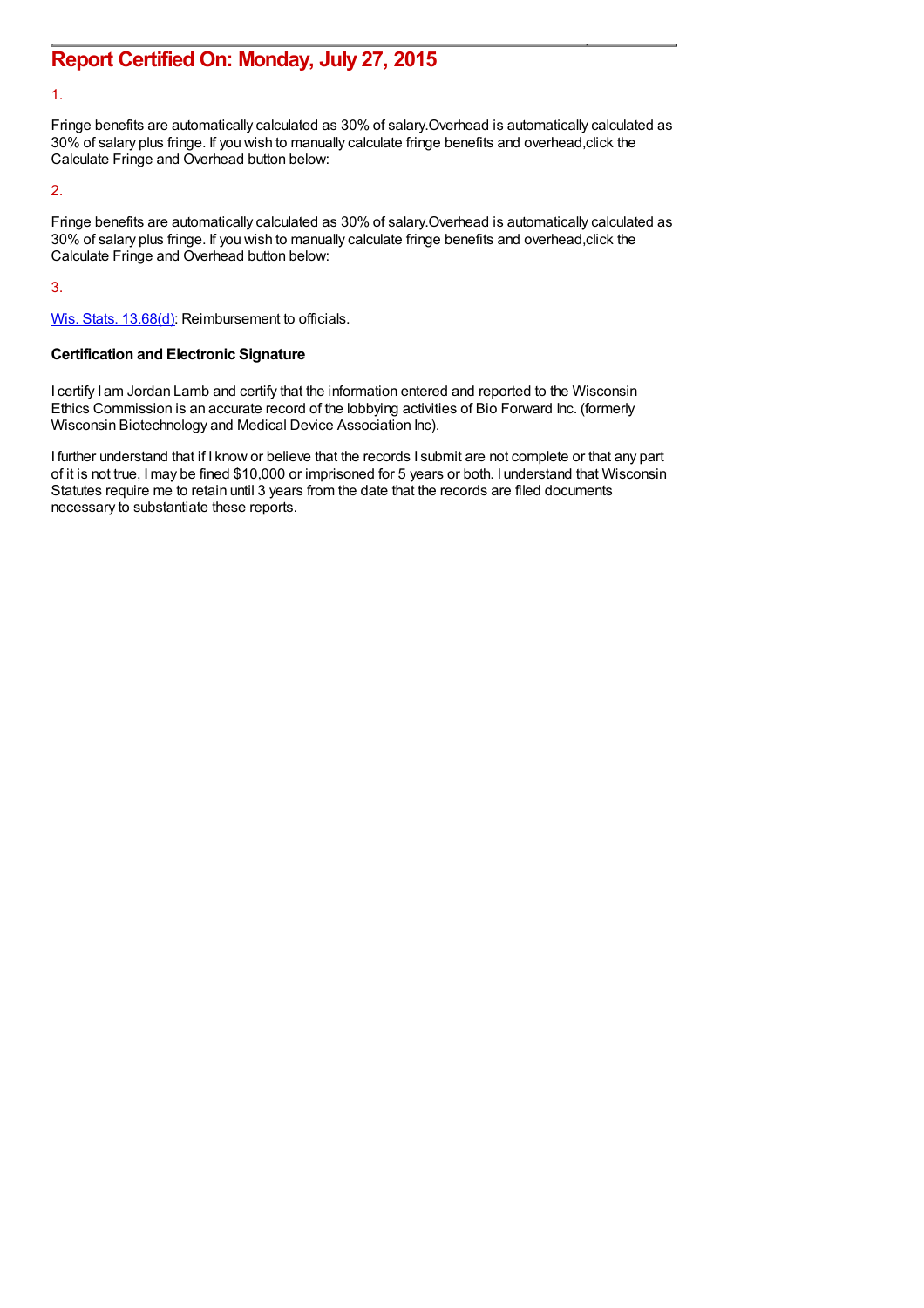## Report Certified On: Monday, July 27, 2015

1.

Fringe benefits are automatically calculated as 30% of salary.Overhead is automatically calculated as 30% of salary plus fringe. If you wish to manually calculate fringe benefits and overhead,click the Calculate Fringe and Overhead button below:

2.

Fringe benefits are automatically calculated as 30% of salary.Overhead is automatically calculated as 30% of salary plus fringe. If you wish to manually calculate fringe benefits and overhead,click the Calculate Fringe and Overhead button below:

3.

Wis. Stats. 13.68(d): Reimbursement to officials.

**Certification and Electronic Signature**

I certify I am Jordan Lamb and certify that the information entered and reported to the Wisconsin Ethics Commission is an accurate record of the lobbying activities of Bio Forward Inc. (formerly Wisconsin Biotechnology and Medical Device Association Inc).

I further understand that if I know or believe that the records I submit are not complete or that any part of it is not true, I may be fined $10,000 or imprisoned for 5 years or both. I understand that Wisconsin Statutes require me to retain until 3 years from the date that the records are filed documents necessary to substantiate these reports.